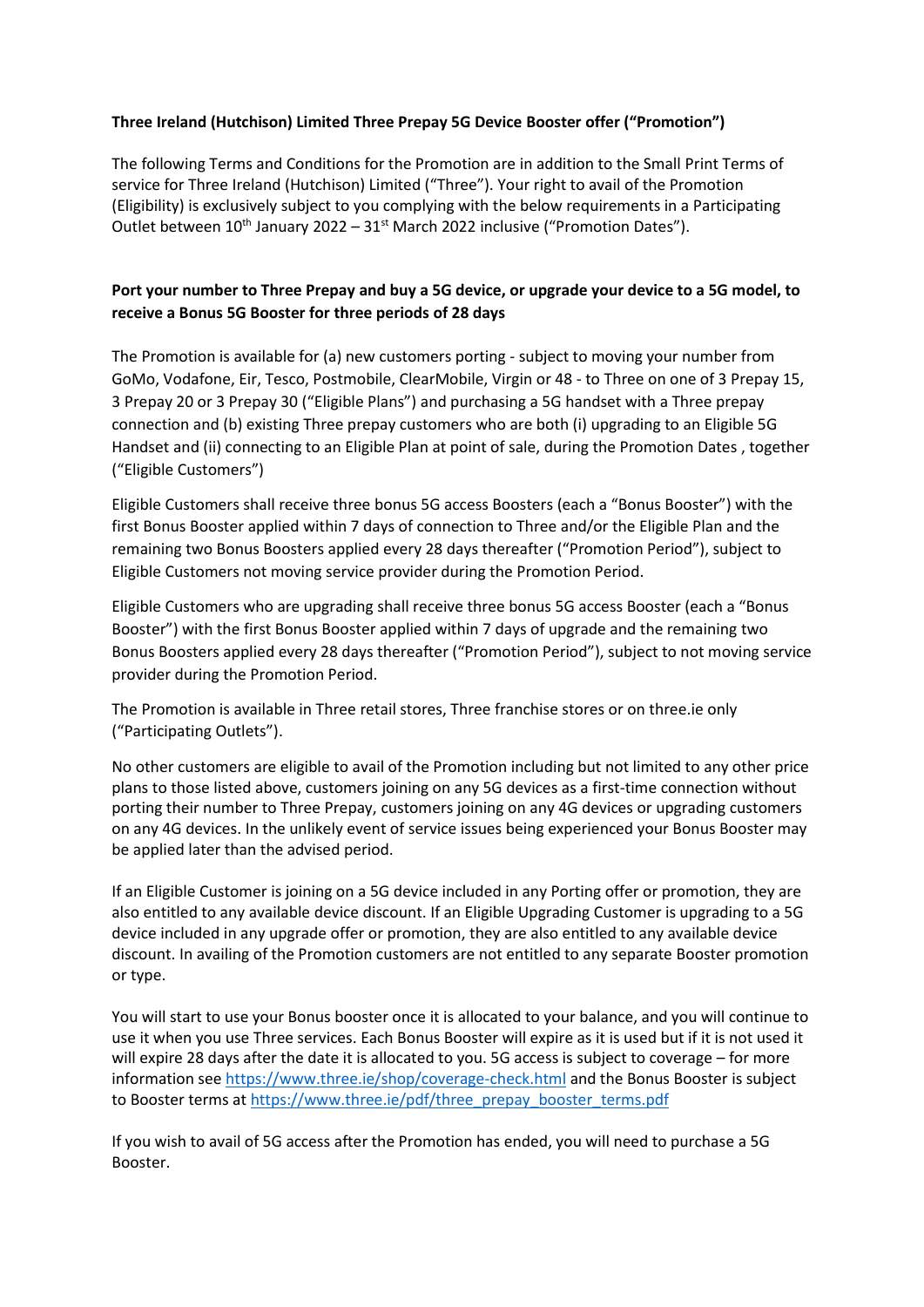**Three Ireland (Hutchison) Limited Three Prepay 5G Device Booster offer ("Promotion")**

The following Terms and Conditions for the Promotion are in addition to the Small Print Terms of service for Three Ireland (Hutchison) Limited ("Three"). Your right to avail of the Promotion (Eligibility) is exclusively subject to you complying with the below requirements in a Participating Outlet between 10th January 2022 – 31st March 2022 inclusive ("Promotion Dates").

**Port your number to Three Prepay and buy a 5G device, or upgrade your device to a 5G model, to receive a Bonus 5G Booster for three periods of 28 days**

The Promotion is available for (a) new customers porting - subject to moving your number from GoMo, Vodafone, Eir, Tesco, Postmobile, ClearMobile, Virgin or 48 - to Three on one of 3 Prepay 15, 3 Prepay 20 or 3 Prepay 30 ("Eligible Plans") and purchasing a 5G handset with a Three prepay connection and (b) existing Three prepay customers who are both (i) upgrading to an Eligible 5G Handset and (ii) connecting to an Eligible Plan at point of sale, during the Promotion Dates , together ("Eligible Customers")

Eligible Customers shall receive three bonus 5G access Boosters (each a "Bonus Booster") with the first Bonus Booster applied within 7 days of connection to Three and/or the Eligible Plan and the remaining two Bonus Boosters applied every 28 days thereafter ("Promotion Period"), subject to Eligible Customers not moving service provider during the Promotion Period.

Eligible Customers who are upgrading shall receive three bonus 5G access Booster (each a "Bonus Booster") with the first Bonus Booster applied within 7 days of upgrade and the remaining two Bonus Boosters applied every 28 days thereafter ("Promotion Period"), subject to not moving service provider during the Promotion Period.

The Promotion is available in Three retail stores, Three franchise stores or on three.ie only ("Participating Outlets").

No other customers are eligible to avail of the Promotion including but not limited to any other price plans to those listed above, customers joining on any 5G devices as a first-time connection without porting their number to Three Prepay, customers joining on any 4G devices or upgrading customers on any 4G devices. In the unlikely event of service issues being experienced your Bonus Booster may be applied later than the advised period.

If an Eligible Customer is joining on a 5G device included in any Porting offer or promotion, they are also entitled to any available device discount. If an Eligible Upgrading Customer is upgrading to a 5G device included in any upgrade offer or promotion, they are also entitled to any available device discount. In availing of the Promotion customers are not entitled to any separate Booster promotion or type.

You will start to use your Bonus booster once it is allocated to your balance, and you will continue to use it when you use Three services. Each Bonus Booster will expire as it is used but if it is not used it will expire 28 days after the date it is allocated to you. 5G access is subject to coverage – for more information see https://www.three.ie/shop/coverage-check.html and the Bonus Booster is subject to Booster terms at https://www.three.ie/pdf/three_prepay_booster_terms.pdf

If you wish to avail of 5G access after the Promotion has ended, you will need to purchase a 5G Booster.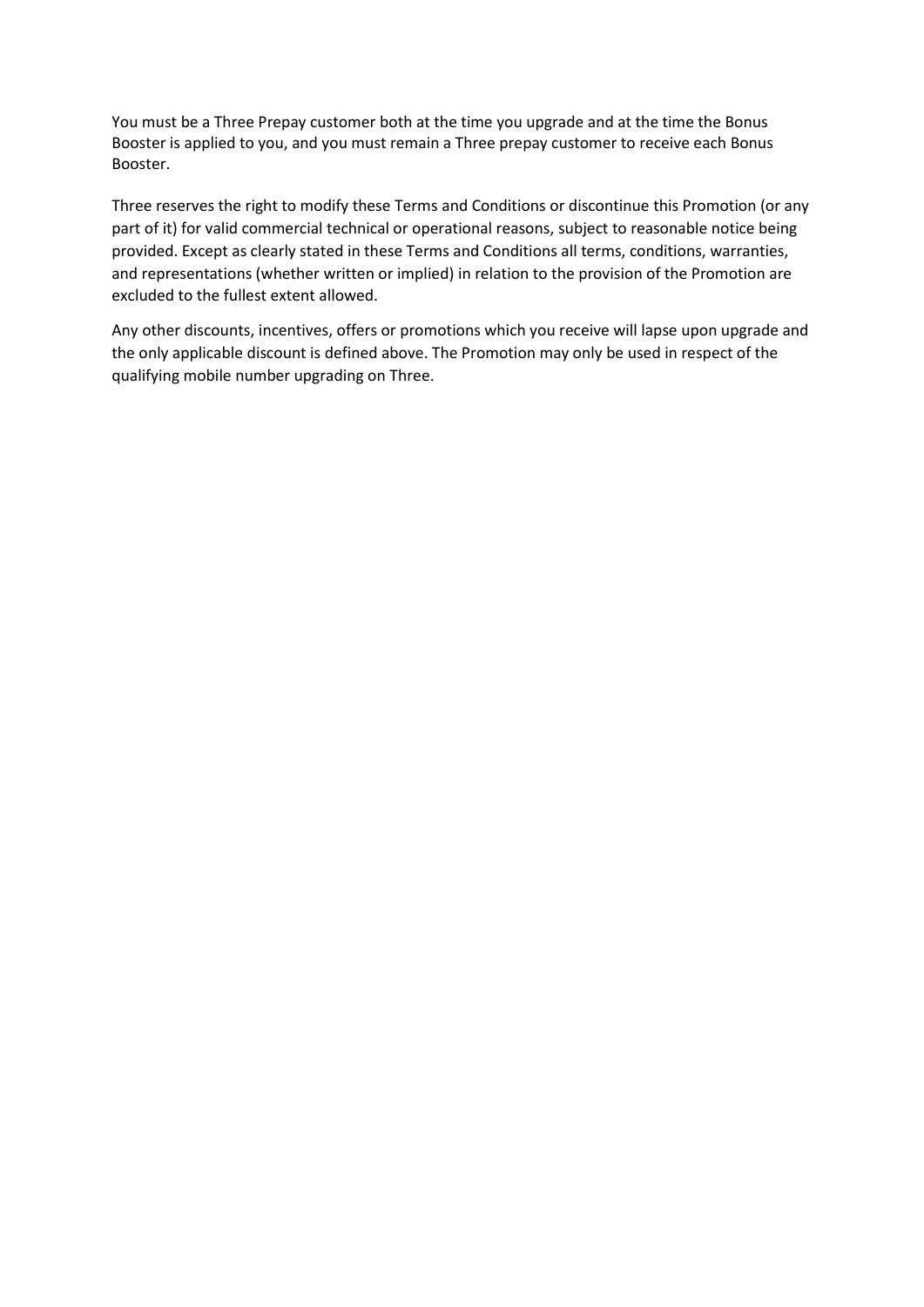You must be a Three Prepay customer both at the time you upgrade and at the time the Bonus Booster is applied to you, and you must remain a Three prepay customer to receive each Bonus Booster.

Three reserves the right to modify these Terms and Conditions or discontinue this Promotion (or any part of it) for valid commercial technical or operational reasons, subject to reasonable notice being provided. Except as clearly stated in these Terms and Conditions all terms, conditions, warranties, and representations (whether written or implied) in relation to the provision of the Promotion are excluded to the fullest extent allowed.

Any other discounts, incentives, offers or promotions which you receive will lapse upon upgrade and the only applicable discount is defined above. The Promotion may only be used in respect of the qualifying mobile number upgrading on Three.